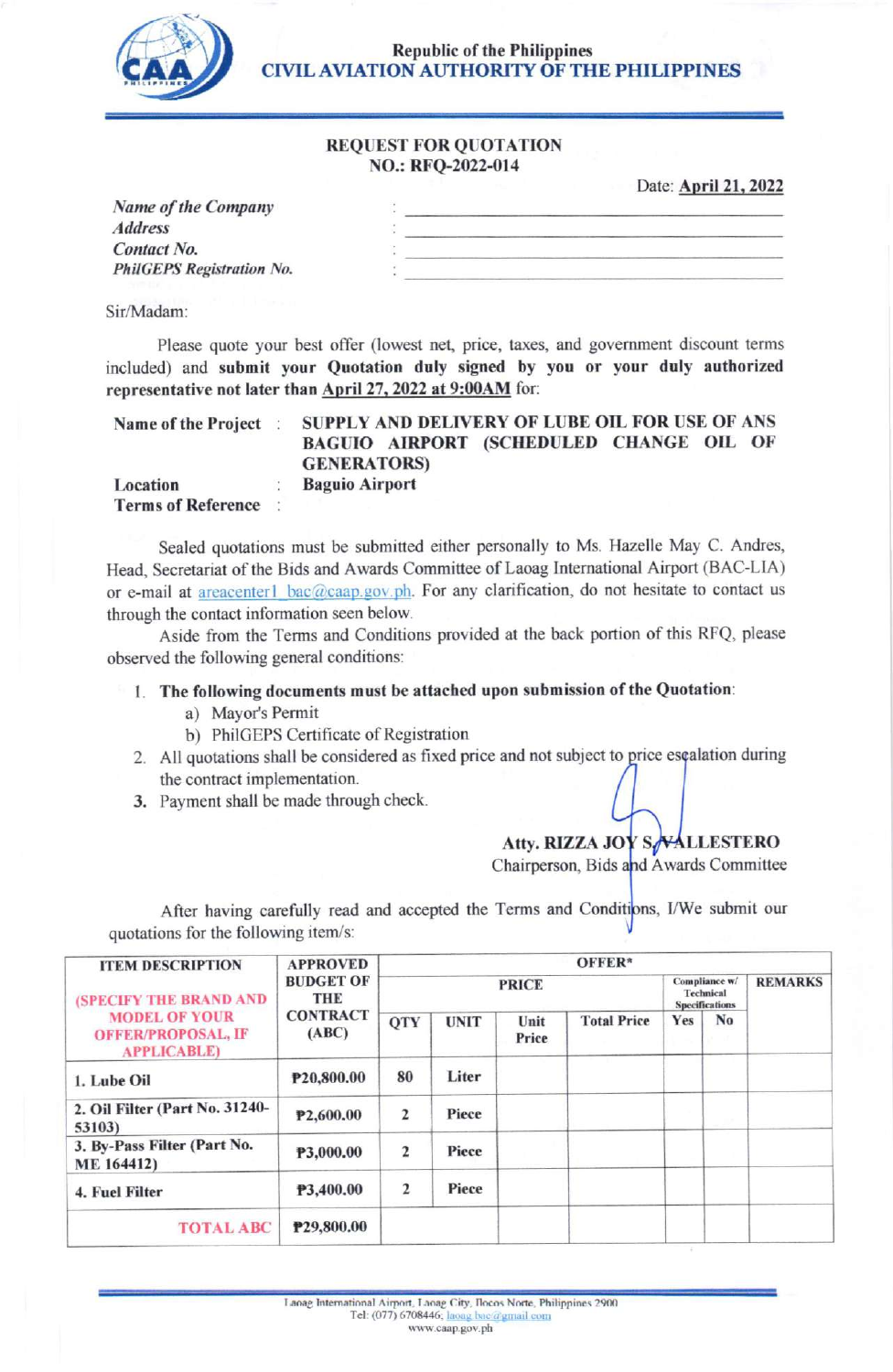Republic of the Philippines
**CIVIL AVIATION AUTHORITY OF THE PHILIPPINES**

## REQUEST FOR QUOTATION
## NO.: RFQ-2022-014

Date: **April 21, 2022**

*Name of the Company* : ______________________
*Address* : ______________________
*Contact No.* : ______________________
***PhilGEPS Registration No.*** : ______________________

Sir/Madam:

Please quote your best offer (lowest net, price, taxes, and government discount terms included) and **submit your Quotation duly signed by you or your duly authorized representative not later than** **April 27, 2022 at 9:00AM** for:

**Name of the Project** : **SUPPLY AND DELIVERY OF LUBE OIL FOR USE OF ANS BAGUIO AIRPORT (SCHEDULED CHANGE OIL OF GENERATORS)**
**Location** : **Baguio Airport**
**Terms of Reference** :

Sealed quotations must be submitted either personally to Ms. Hazelle May C. Andres, Head, Secretariat of the Bids and Awards Committee of Laoag International Airport (BAC-LIA) or e-mail at areacenter1_bac@caap.gov.ph. For any clarification, do not hesitate to contact us through the contact information seen below.

Aside from the Terms and Conditions provided at the back portion of this RFQ, please observed the following general conditions:

1. **The following documents must be attached upon submission of the Quotation**:
   a) Mayor's Permit
   b) PhilGEPS Certificate of Registration
2. All quotations shall be considered as fixed price and not subject to price escalation during the contract implementation.
3. Payment shall be made through check.

**Atty. RIZZA JOY S. VALLESTERO**
Chairperson, Bids and Awards Committee

After having carefully read and accepted the Terms and Conditions, I/We submit our quotations for the following item/s:

| ITEM DESCRIPTION (SPECIFY THE BRAND AND MODEL OF YOUR OFFER/PROPOSAL, IF APPLICABLE) | APPROVED BUDGET OF THE CONTRACT (ABC) | OFFER* | | | | | | |
|---|---|---|---|---|---|---|---|---|
| | | PRICE | | | | Compliance w/ Technical Specifications | | REMARKS |
| | | QTY | UNIT | Unit Price | Total Price | Yes | No | |
| 1. Lube Oil | ₱20,800.00 | 80 | Liter | | | | | |
| 2. Oil Filter (Part No. 31240-53103) | ₱2,600.00 | 2 | Piece | | | | | |
| 3. By-Pass Filter (Part No. ME 164412) | ₱3,000.00 | 2 | Piece | | | | | |
| 4. Fuel Filter | ₱3,400.00 | 2 | Piece | | | | | |
| TOTAL ABC | ₱29,800.00 | | | | | | | |

Laoag International Airport, Laoag City, Ilocos Norte, Philippines 2900
Tel: (077) 6708446; laoag.bac@gmail.com
www.caap.gov.ph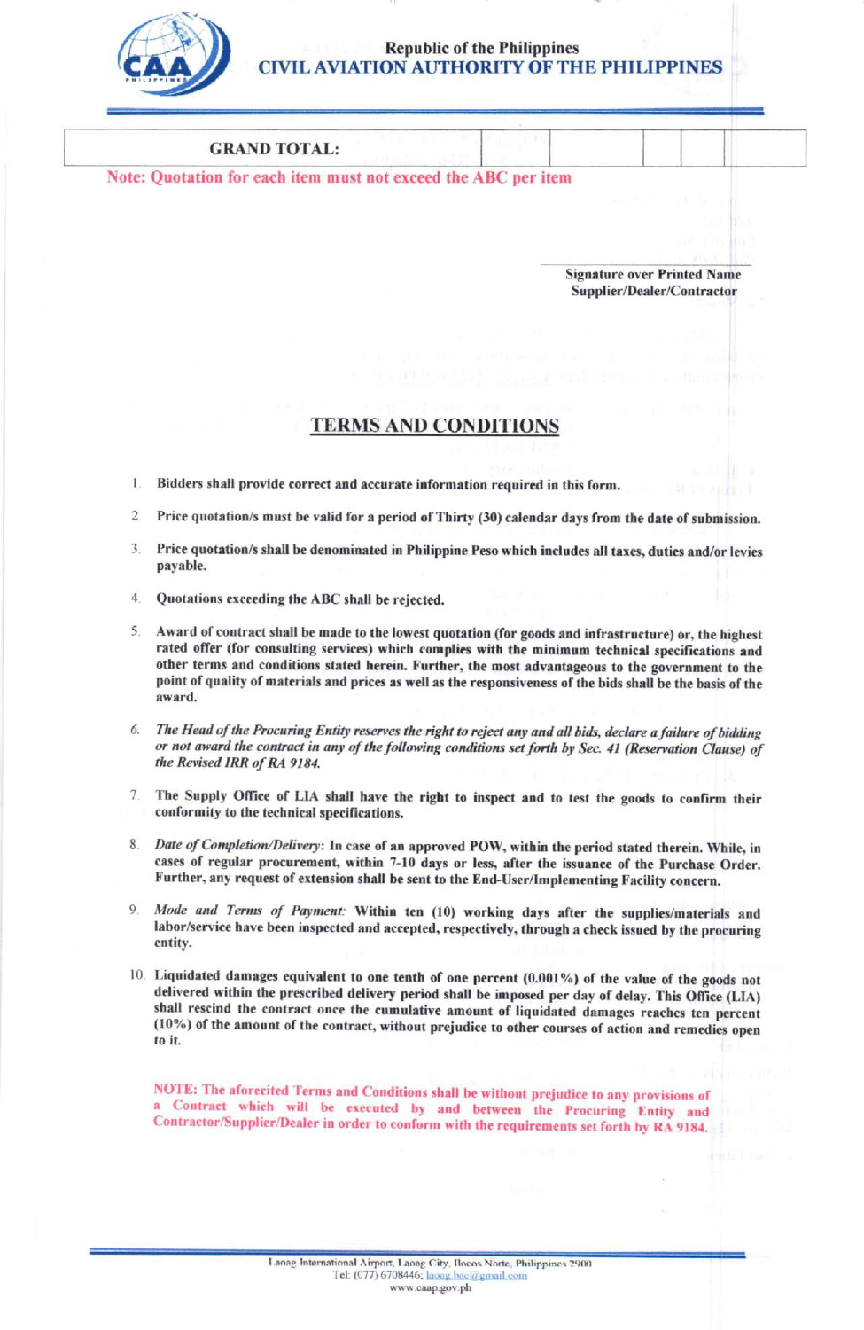Republic of the Philippines
CIVIL AVIATION AUTHORITY OF THE PHILIPPINES

| | | | | | | |
|---|---|---|---|---|---|---|
| **GRAND TOTAL:** | | | | | | |

**Note: Quotation for each item must not exceed the ABC per item**

**Signature over Printed Name**
**Supplier/Dealer/Contractor**

## TERMS AND CONDITIONS

1. **Bidders shall provide correct and accurate information required in this form.**
2. **Price quotation/s must be valid for a period of Thirty (30) calendar days from the date of submission.**
3. **Price quotation/s shall be denominated in Philippine Peso which includes all taxes, duties and/or levies payable.**
4. **Quotations exceeding the ABC shall be rejected.**
5. **Award of contract shall be made to the lowest quotation (for goods and infrastructure) or, the highest rated offer (for consulting services) which complies with the minimum technical specifications and other terms and conditions stated herein. Further, the most advantageous to the government to the point of quality of materials and prices as well as the responsiveness of the bids shall be the basis of the award.**
6. ***The Head of the Procuring Entity reserves the right to reject any and all bids, declare a failure of bidding or not award the contract in any of the following conditions set forth by Sec. 41 (Reservation Clause) of the Revised IRR of RA 9184.***
7. **The Supply Office of LIA shall have the right to inspect and to test the goods to confirm their conformity to the technical specifications.**
8. ***Date of Completion/Delivery*: In case of an approved POW, within the period stated therein. While, in cases of regular procurement, within 7-10 days or less, after the issuance of the Purchase Order. Further, any request of extension shall be sent to the End-User/Implementing Facility concern.**
9. ***Mode and Terms of Payment*: Within ten (10) working days after the supplies/materials and labor/service have been inspected and accepted, respectively, through a check issued by the procuring entity.**
10. **Liquidated damages equivalent to one tenth of one percent (0.001%) of the value of the goods not delivered within the prescribed delivery period shall be imposed per day of delay. This Office (LIA) shall rescind the contract once the cumulative amount of liquidated damages reaches ten percent (10%) of the amount of the contract, without prejudice to other courses of action and remedies open to it.**

**NOTE: The aforecited Terms and Conditions shall be without prejudice to any provisions of a Contract which will be executed by and between the Procuring Entity and Contractor/Supplier/Dealer in order to conform with the requirements set forth by RA 9184.**

Laoag International Airport, Laoag City, Ilocos Norte, Philippines 2900
Tel: (077) 6708446; laoag.bac@gmail.com
www.caap.gov.ph